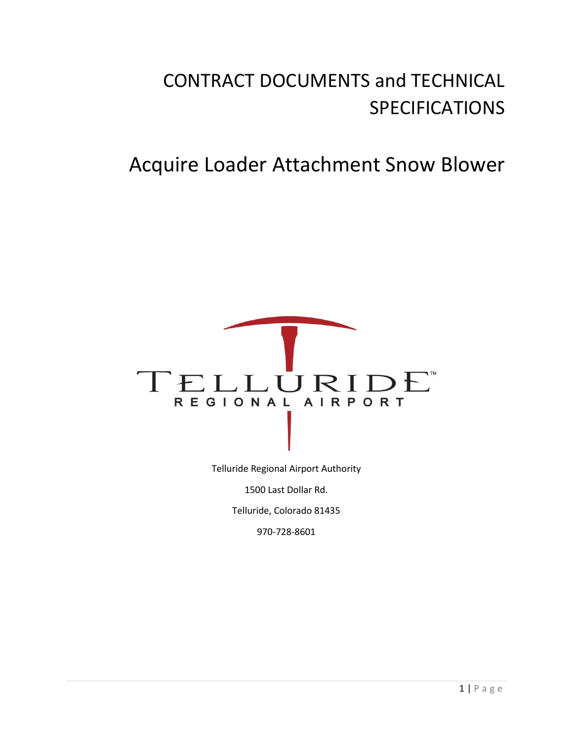# CONTRACT DOCUMENTS and TECHNICAL SPECIFICATIONS

# Acquire Loader Attachment Snow Blower

TELLURIDE™
REGIONAL AIRPORT

Telluride Regional Airport Authority

1500 Last Dollar Rd.

Telluride, Colorado 81435

970-728-8601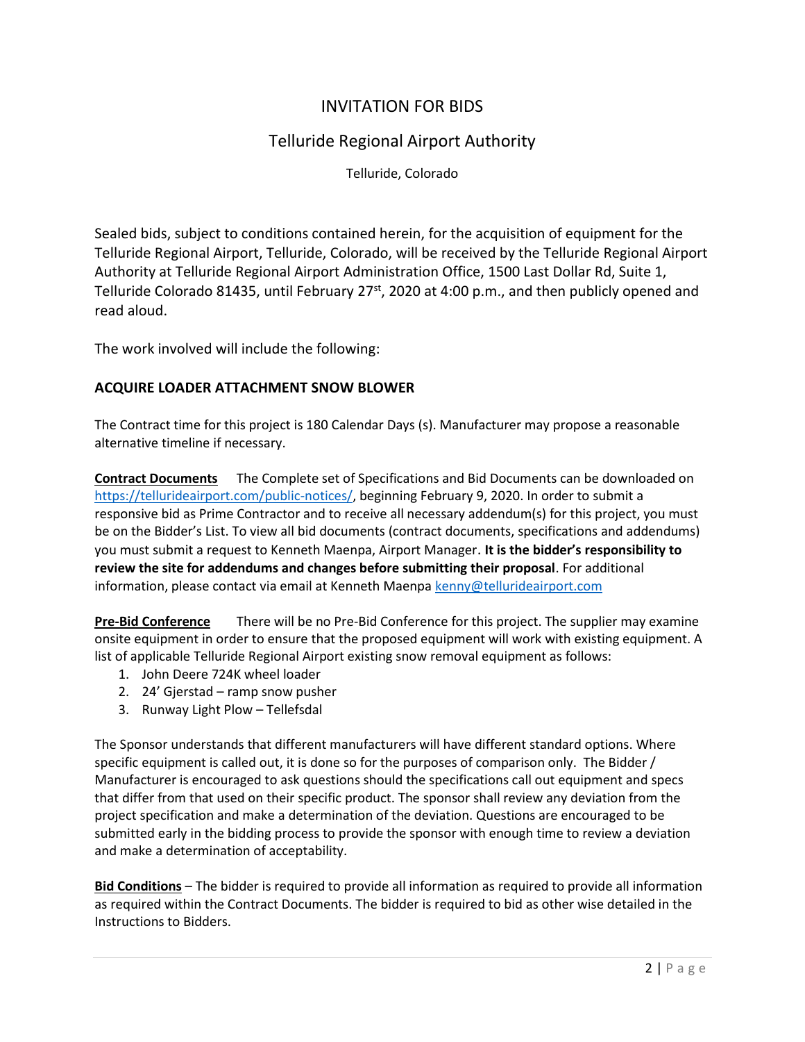# INVITATION FOR BIDS

## Telluride Regional Airport Authority

Telluride, Colorado

Sealed bids, subject to conditions contained herein, for the acquisition of equipment for the Telluride Regional Airport, Telluride, Colorado, will be received by the Telluride Regional Airport Authority at Telluride Regional Airport Administration Office, 1500 Last Dollar Rd, Suite 1, Telluride Colorado 81435, until February 27st, 2020 at 4:00 p.m., and then publicly opened and read aloud.

The work involved will include the following:

**ACQUIRE LOADER ATTACHMENT SNOW BLOWER**

The Contract time for this project is 180 Calendar Days (s). Manufacturer may propose a reasonable alternative timeline if necessary.

**Contract Documents** The Complete set of Specifications and Bid Documents can be downloaded on https://tellurideairport.com/public-notices/, beginning February 9, 2020. In order to submit a responsive bid as Prime Contractor and to receive all necessary addendum(s) for this project, you must be on the Bidder's List. To view all bid documents (contract documents, specifications and addendums) you must submit a request to Kenneth Maenpa, Airport Manager. **It is the bidder's responsibility to review the site for addendums and changes before submitting their proposal**. For additional information, please contact via email at Kenneth Maenpa kenny@tellurideairport.com

**Pre-Bid Conference** There will be no Pre-Bid Conference for this project. The supplier may examine onsite equipment in order to ensure that the proposed equipment will work with existing equipment. A list of applicable Telluride Regional Airport existing snow removal equipment as follows:

1. John Deere 724K wheel loader
2. 24' Gjerstad – ramp snow pusher
3. Runway Light Plow – Tellefsdal

The Sponsor understands that different manufacturers will have different standard options. Where specific equipment is called out, it is done so for the purposes of comparison only. The Bidder / Manufacturer is encouraged to ask questions should the specifications call out equipment and specs that differ from that used on their specific product. The sponsor shall review any deviation from the project specification and make a determination of the deviation. Questions are encouraged to be submitted early in the bidding process to provide the sponsor with enough time to review a deviation and make a determination of acceptability.

**Bid Conditions** – The bidder is required to provide all information as required to provide all information as required within the Contract Documents. The bidder is required to bid as other wise detailed in the Instructions to Bidders.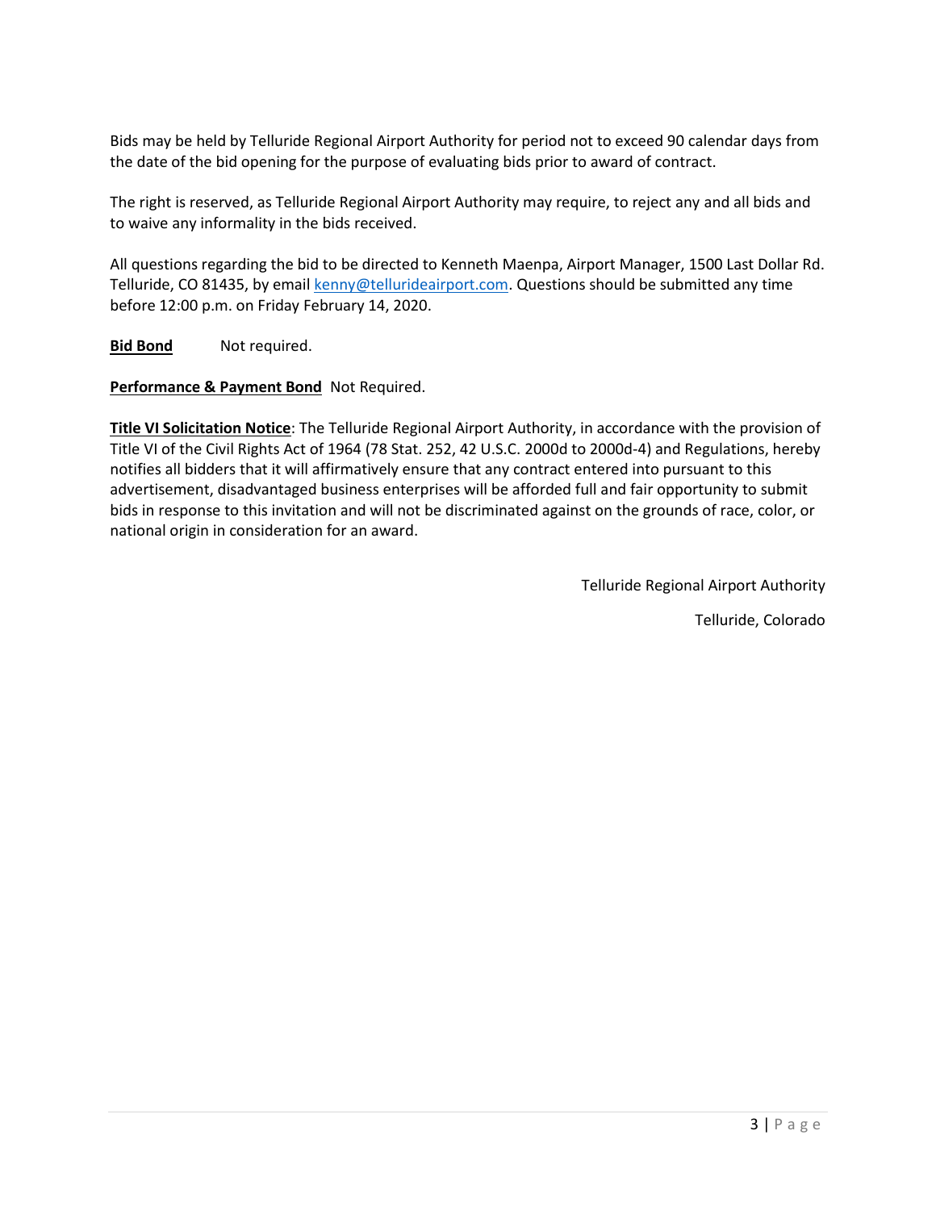Bids may be held by Telluride Regional Airport Authority for period not to exceed 90 calendar days from the date of the bid opening for the purpose of evaluating bids prior to award of contract.

The right is reserved, as Telluride Regional Airport Authority may require, to reject any and all bids and to waive any informality in the bids received.

All questions regarding the bid to be directed to Kenneth Maenpa, Airport Manager, 1500 Last Dollar Rd. Telluride, CO 81435, by email kenny@tellurideairport.com. Questions should be submitted any time before 12:00 p.m. on Friday February 14, 2020.

**Bid Bond** Not required.

**Performance & Payment Bond** Not Required.

**Title VI Solicitation Notice**: The Telluride Regional Airport Authority, in accordance with the provision of Title VI of the Civil Rights Act of 1964 (78 Stat. 252, 42 U.S.C. 2000d to 2000d-4) and Regulations, hereby notifies all bidders that it will affirmatively ensure that any contract entered into pursuant to this advertisement, disadvantaged business enterprises will be afforded full and fair opportunity to submit bids in response to this invitation and will not be discriminated against on the grounds of race, color, or national origin in consideration for an award.

Telluride Regional Airport Authority

Telluride, Colorado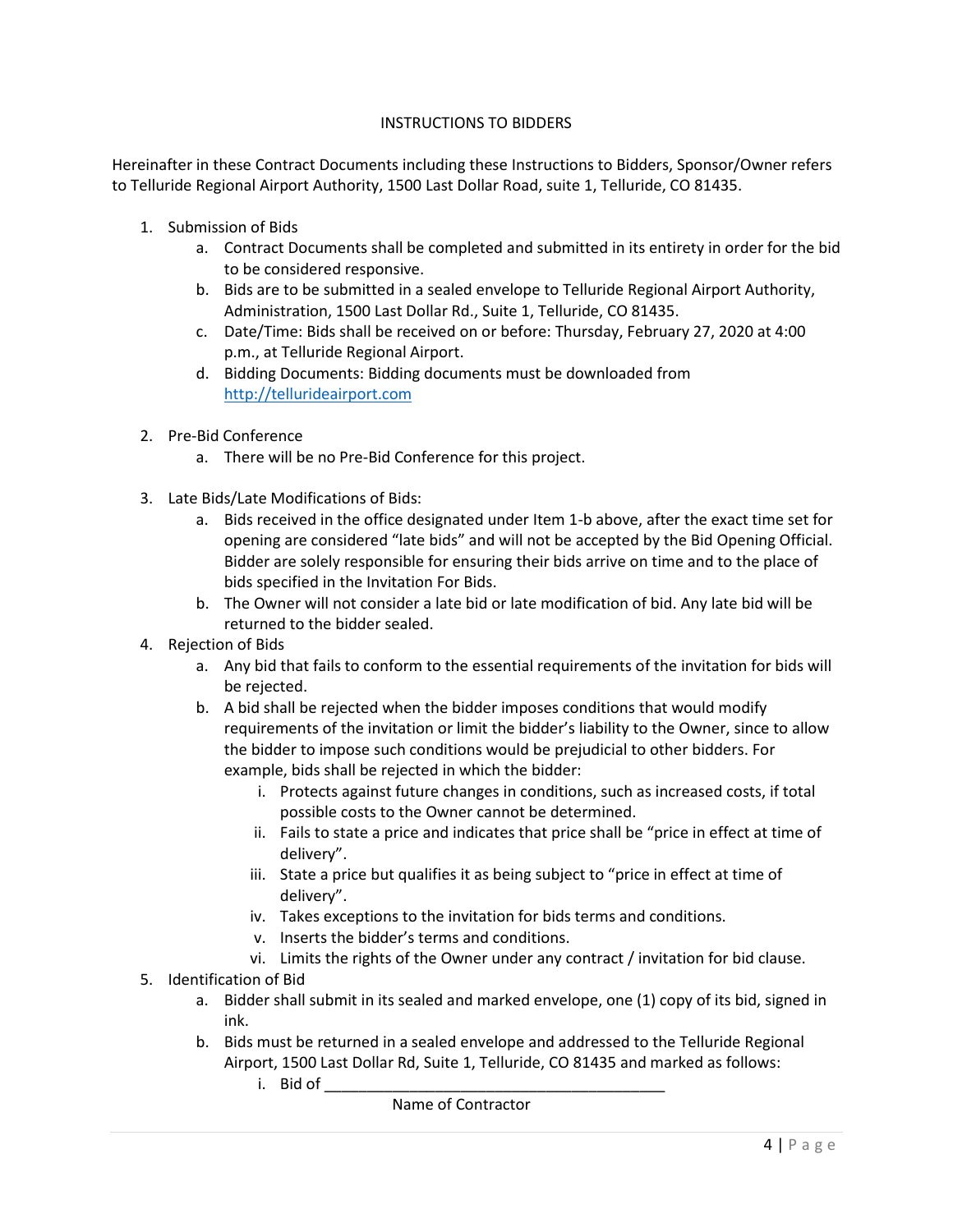## INSTRUCTIONS TO BIDDERS

Hereinafter in these Contract Documents including these Instructions to Bidders, Sponsor/Owner refers to Telluride Regional Airport Authority, 1500 Last Dollar Road, suite 1, Telluride, CO 81435.

1. Submission of Bids
   a. Contract Documents shall be completed and submitted in its entirety in order for the bid to be considered responsive.
   b. Bids are to be submitted in a sealed envelope to Telluride Regional Airport Authority, Administration, 1500 Last Dollar Rd., Suite 1, Telluride, CO 81435.
   c. Date/Time: Bids shall be received on or before: Thursday, February 27, 2020 at 4:00 p.m., at Telluride Regional Airport.
   d. Bidding Documents: Bidding documents must be downloaded from [http://tellurideairport.com](http://tellurideairport.com)

2. Pre-Bid Conference
   a. There will be no Pre-Bid Conference for this project.

3. Late Bids/Late Modifications of Bids:
   a. Bids received in the office designated under Item 1-b above, after the exact time set for opening are considered "late bids" and will not be accepted by the Bid Opening Official. Bidder are solely responsible for ensuring their bids arrive on time and to the place of bids specified in the Invitation For Bids.
   b. The Owner will not consider a late bid or late modification of bid. Any late bid will be returned to the bidder sealed.

4. Rejection of Bids
   a. Any bid that fails to conform to the essential requirements of the invitation for bids will be rejected.
   b. A bid shall be rejected when the bidder imposes conditions that would modify requirements of the invitation or limit the bidder's liability to the Owner, since to allow the bidder to impose such conditions would be prejudicial to other bidders. For example, bids shall be rejected in which the bidder:
      i. Protects against future changes in conditions, such as increased costs, if total possible costs to the Owner cannot be determined.
      ii. Fails to state a price and indicates that price shall be "price in effect at time of delivery".
      iii. State a price but qualifies it as being subject to "price in effect at time of delivery".
      iv. Takes exceptions to the invitation for bids terms and conditions.
      v. Inserts the bidder's terms and conditions.
      vi. Limits the rights of the Owner under any contract / invitation for bid clause.

5. Identification of Bid
   a. Bidder shall submit in its sealed and marked envelope, one (1) copy of its bid, signed in ink.
   b. Bids must be returned in a sealed envelope and addressed to the Telluride Regional Airport, 1500 Last Dollar Rd, Suite 1, Telluride, CO 81435 and marked as follows:
      i. Bid of \_\_\_\_\_\_\_\_\_\_\_\_\_\_\_\_\_\_\_\_\_\_\_\_\_\_\_\_\_\_\_\_\_\_\_\_\_\_\_\_
         Name of Contractor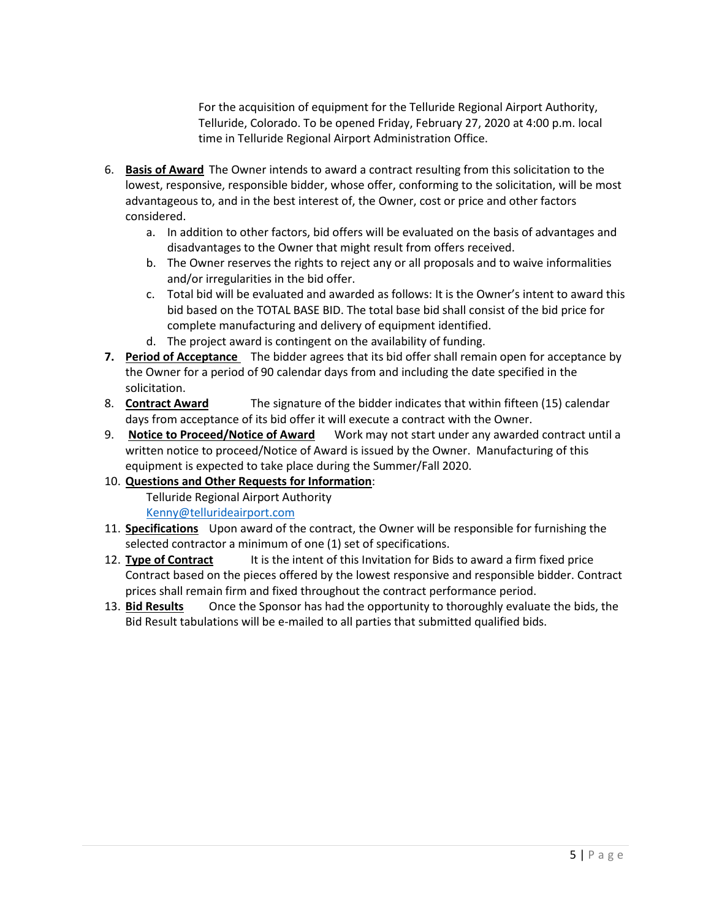For the acquisition of equipment for the Telluride Regional Airport Authority, Telluride, Colorado. To be opened Friday, February 27, 2020 at 4:00 p.m. local time in Telluride Regional Airport Administration Office.

6. **Basis of Award** The Owner intends to award a contract resulting from this solicitation to the lowest, responsive, responsible bidder, whose offer, conforming to the solicitation, will be most advantageous to, and in the best interest of, the Owner, cost or price and other factors considered.
   a. In addition to other factors, bid offers will be evaluated on the basis of advantages and disadvantages to the Owner that might result from offers received.
   b. The Owner reserves the rights to reject any or all proposals and to waive informalities and/or irregularities in the bid offer.
   c. Total bid will be evaluated and awarded as follows: It is the Owner's intent to award this bid based on the TOTAL BASE BID. The total base bid shall consist of the bid price for complete manufacturing and delivery of equipment identified.
   d. The project award is contingent on the availability of funding.
7. **Period of Acceptance** The bidder agrees that its bid offer shall remain open for acceptance by the Owner for a period of 90 calendar days from and including the date specified in the solicitation.
8. **Contract Award** The signature of the bidder indicates that within fifteen (15) calendar days from acceptance of its bid offer it will execute a contract with the Owner.
9. **Notice to Proceed/Notice of Award** Work may not start under any awarded contract until a written notice to proceed/Notice of Award is issued by the Owner. Manufacturing of this equipment is expected to take place during the Summer/Fall 2020.
10. **Questions and Other Requests for Information**:
    Telluride Regional Airport Authority
    Kenny@tellurideairport.com
11. **Specifications** Upon award of the contract, the Owner will be responsible for furnishing the selected contractor a minimum of one (1) set of specifications.
12. **Type of Contract** It is the intent of this Invitation for Bids to award a firm fixed price Contract based on the pieces offered by the lowest responsive and responsible bidder. Contract prices shall remain firm and fixed throughout the contract performance period.
13. **Bid Results** Once the Sponsor has had the opportunity to thoroughly evaluate the bids, the Bid Result tabulations will be e-mailed to all parties that submitted qualified bids.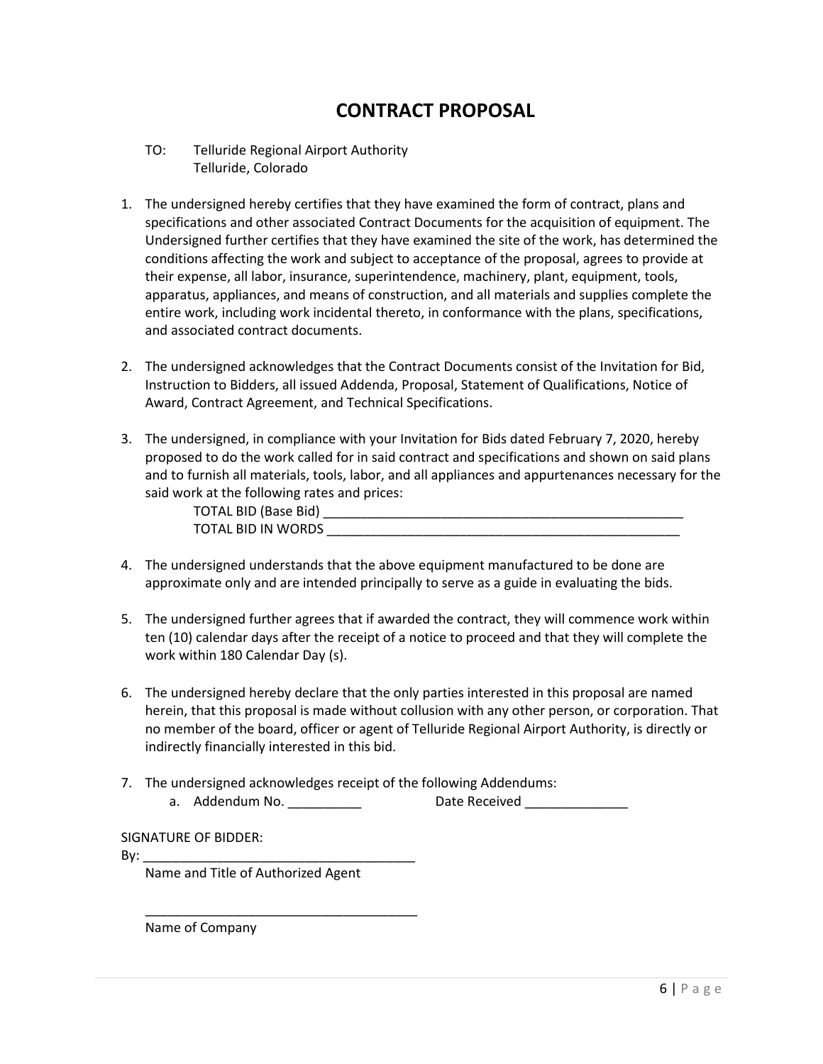# CONTRACT PROPOSAL

TO: Telluride Regional Airport Authority
Telluride, Colorado

1. The undersigned hereby certifies that they have examined the form of contract, plans and specifications and other associated Contract Documents for the acquisition of equipment. The Undersigned further certifies that they have examined the site of the work, has determined the conditions affecting the work and subject to acceptance of the proposal, agrees to provide at their expense, all labor, insurance, superintendence, machinery, plant, equipment, tools, apparatus, appliances, and means of construction, and all materials and supplies complete the entire work, including work incidental thereto, in conformance with the plans, specifications, and associated contract documents.

2. The undersigned acknowledges that the Contract Documents consist of the Invitation for Bid, Instruction to Bidders, all issued Addenda, Proposal, Statement of Qualifications, Notice of Award, Contract Agreement, and Technical Specifications.

3. The undersigned, in compliance with your Invitation for Bids dated February 7, 2020, hereby proposed to do the work called for in said contract and specifications and shown on said plans and to furnish all materials, tools, labor, and all appliances and appurtenances necessary for the said work at the following rates and prices:

   TOTAL BID (Base Bid) ____________________________________________________

   TOTAL BID IN WORDS ___________________________________________________

4. The undersigned understands that the above equipment manufactured to be done are approximate only and are intended principally to serve as a guide in evaluating the bids.

5. The undersigned further agrees that if awarded the contract, they will commence work within ten (10) calendar days after the receipt of a notice to proceed and that they will complete the work within 180 Calendar Day (s).

6. The undersigned hereby declare that the only parties interested in this proposal are named herein, that this proposal is made without collusion with any other person, or corporation. That no member of the board, officer or agent of Telluride Regional Airport Authority, is directly or indirectly financially interested in this bid.

7. The undersigned acknowledges receipt of the following Addendums:
   a. Addendum No. __________ Date Received ______________

SIGNATURE OF BIDDER:

By: _____________________________________

Name and Title of Authorized Agent

_____________________________________

Name of Company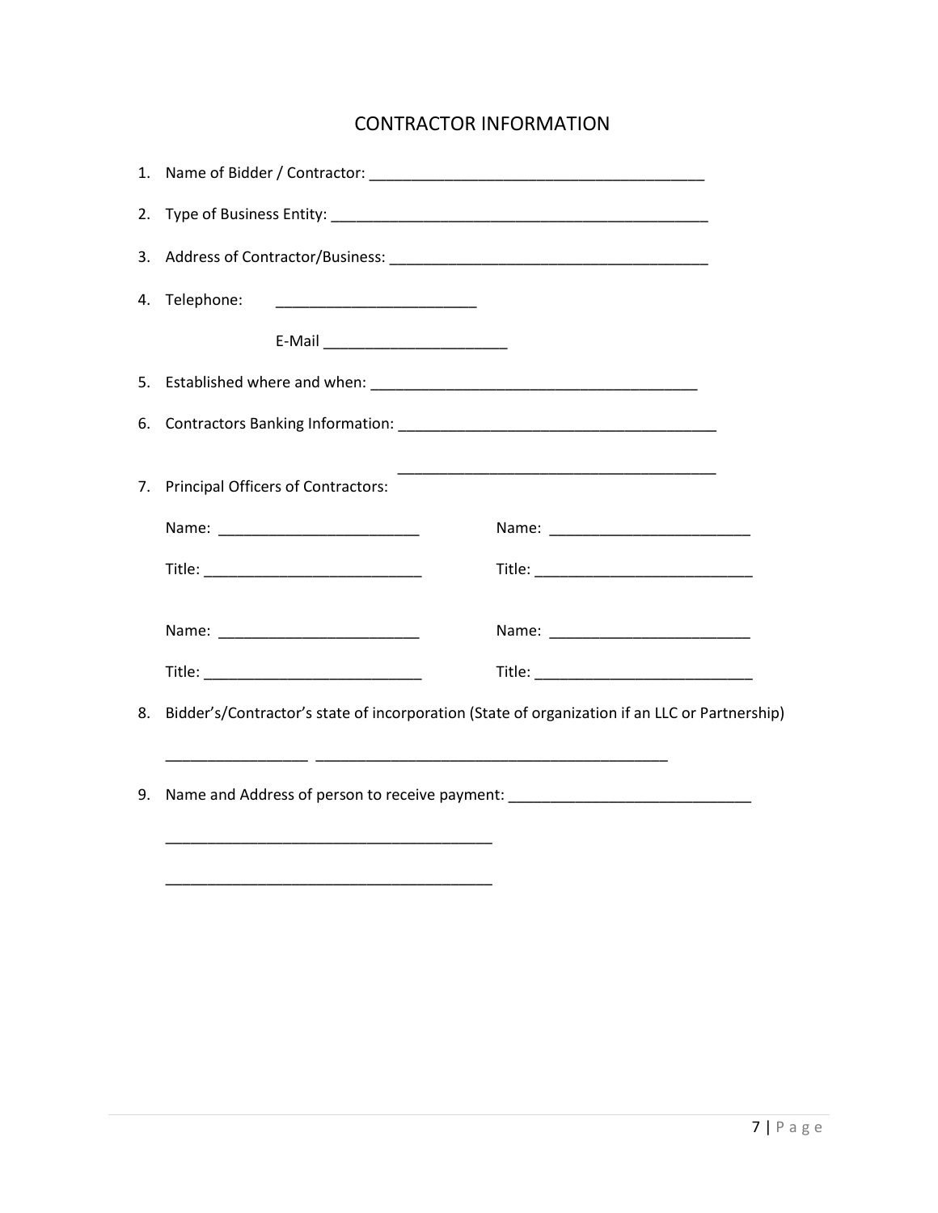# CONTRACTOR INFORMATION

1. Name of Bidder / Contractor: ________________________________________

2. Type of Business Entity: ____________________________________________

3. Address of Contractor/Business: ______________________________________

4. Telephone: ________________________

   E-Mail ______________________

5. Established where and when: ________________________________________

6. Contractors Banking Information: ______________________________________

   ______________________________________

7. Principal Officers of Contractors:

   Name: ________________________ Name: ________________________

   Title: __________________________ Title: __________________________

   Name: ________________________ Name: ________________________

   Title: __________________________ Title: __________________________

8. Bidder's/Contractor's state of incorporation (State of organization if an LLC or Partnership)

   _________________ ___________________________________________

9. Name and Address of person to receive payment: _____________________________

   ________________________________________

   ________________________________________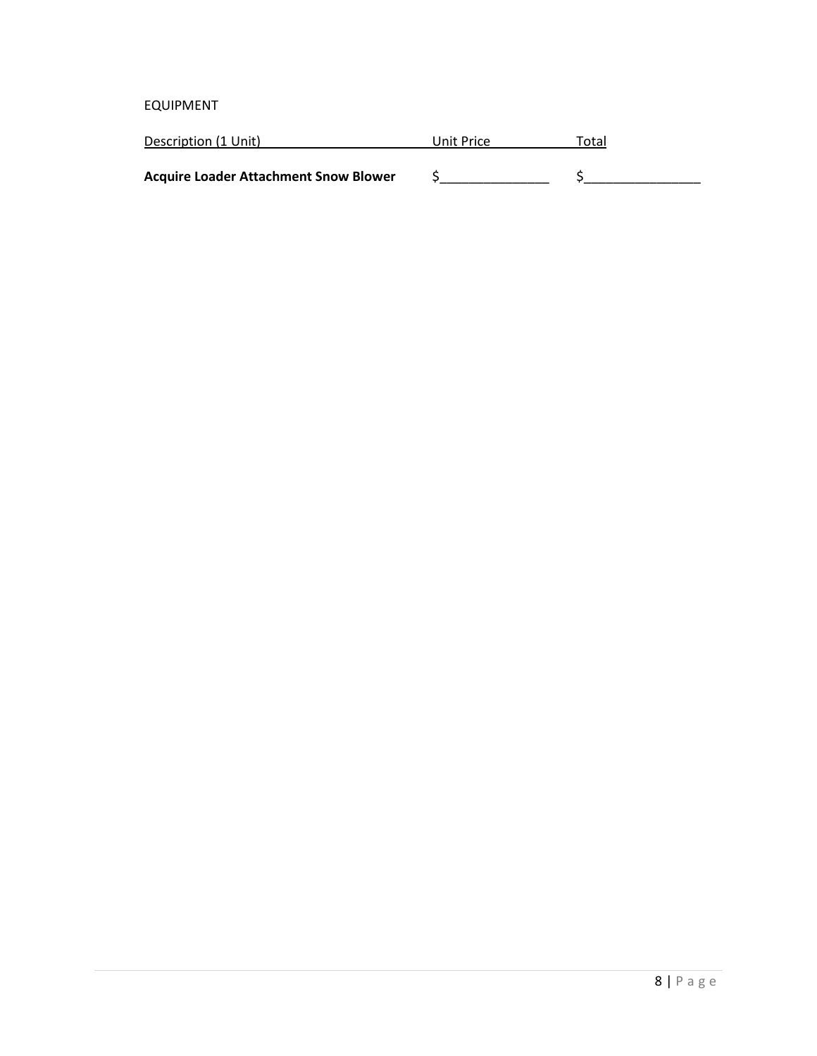EQUIPMENT

| Description (1 Unit) | Unit Price | Total |
|---|---|---|
| **Acquire Loader Attachment Snow Blower** | $______________ | $_______________ |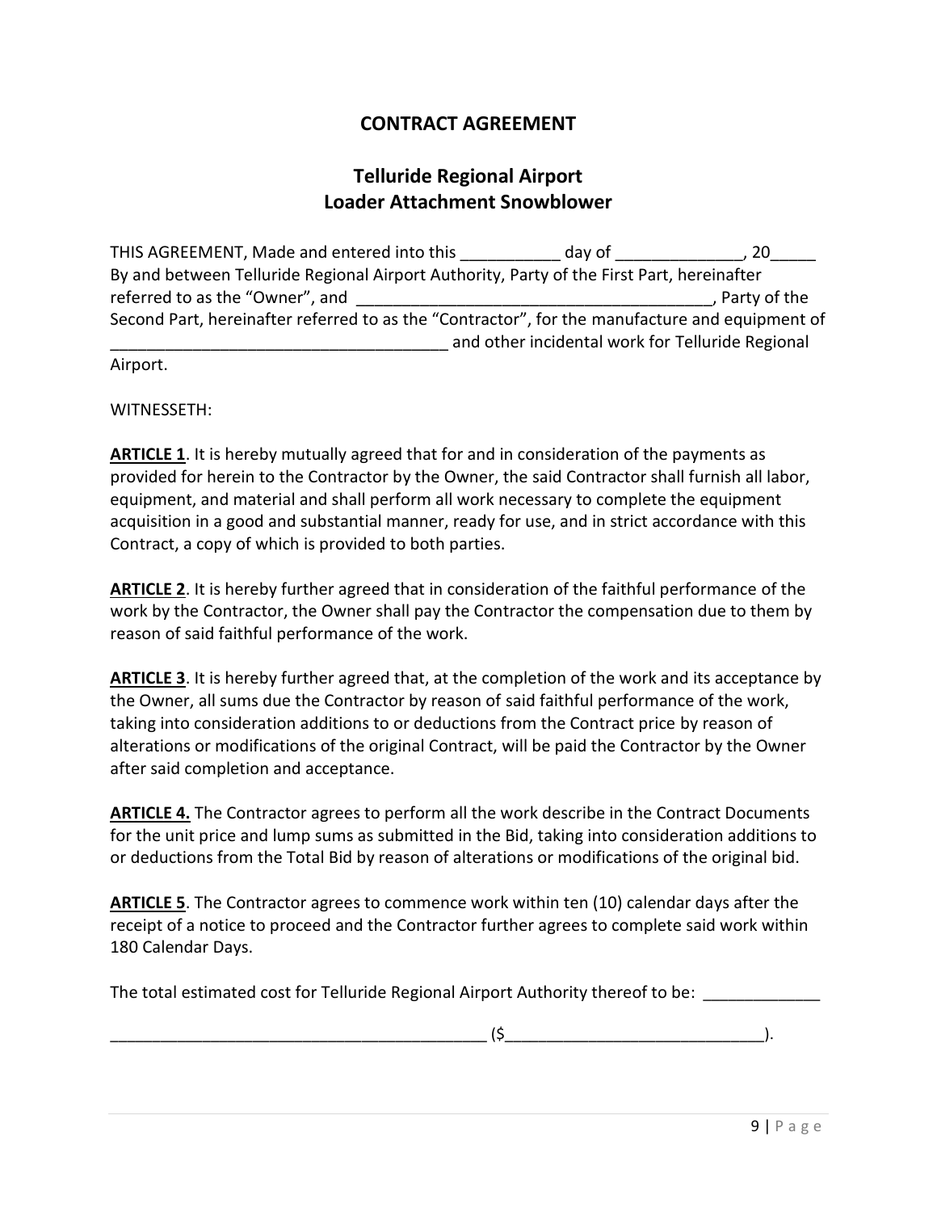# CONTRACT AGREEMENT

## Telluride Regional Airport
## Loader Attachment Snowblower

THIS AGREEMENT, Made and entered into this ___________ day of ______________, 20_____ By and between Telluride Regional Airport Authority, Party of the First Part, hereinafter referred to as the "Owner", and _________________________________________, Party of the Second Part, hereinafter referred to as the "Contractor", for the manufacture and equipment of _____________________________________ and other incidental work for Telluride Regional Airport.

WITNESSETH:

**ARTICLE 1**. It is hereby mutually agreed that for and in consideration of the payments as provided for herein to the Contractor by the Owner, the said Contractor shall furnish all labor, equipment, and material and shall perform all work necessary to complete the equipment acquisition in a good and substantial manner, ready for use, and in strict accordance with this Contract, a copy of which is provided to both parties.

**ARTICLE 2**. It is hereby further agreed that in consideration of the faithful performance of the work by the Contractor, the Owner shall pay the Contractor the compensation due to them by reason of said faithful performance of the work.

**ARTICLE 3**. It is hereby further agreed that, at the completion of the work and its acceptance by the Owner, all sums due the Contractor by reason of said faithful performance of the work, taking into consideration additions to or deductions from the Contract price by reason of alterations or modifications of the original Contract, will be paid the Contractor by the Owner after said completion and acceptance.

**ARTICLE 4.** The Contractor agrees to perform all the work describe in the Contract Documents for the unit price and lump sums as submitted in the Bid, taking into consideration additions to or deductions from the Total Bid by reason of alterations or modifications of the original bid.

**ARTICLE 5**. The Contractor agrees to commence work within ten (10) calendar days after the receipt of a notice to proceed and the Contractor further agrees to complete said work within 180 Calendar Days.

The total estimated cost for Telluride Regional Airport Authority thereof to be: _____________

__________________________________________ ($_____________________________).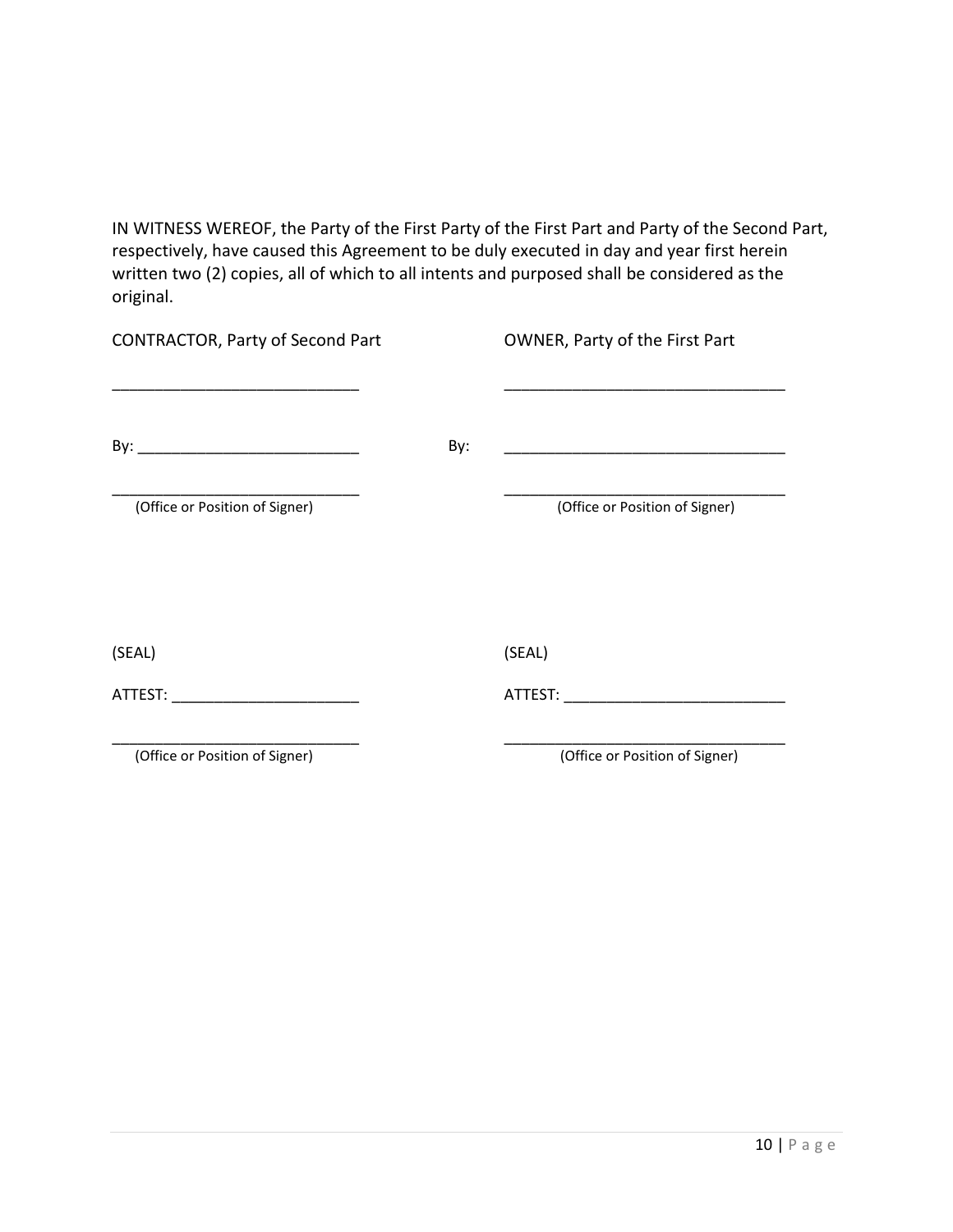IN WITNESS WEREOF, the Party of the First Party of the First Part and Party of the Second Part, respectively, have caused this Agreement to be duly executed in day and year first herein written two (2) copies, all of which to all intents and purposed shall be considered as the original.

| CONTRACTOR, Party of Second Part | OWNER, Party of the First Part |
| --- | --- |
| ____________________________ | ________________________________ |
| By: __________________________ | By: ________________________________ |
| ____________________________ | ________________________________ |
| (Office or Position of Signer) | (Office or Position of Signer) |
| | |
| (SEAL) | (SEAL) |
| ATTEST: ______________________ | ATTEST: __________________________ |
| ____________________________ | ________________________________ |
| (Office or Position of Signer) | (Office or Position of Signer) |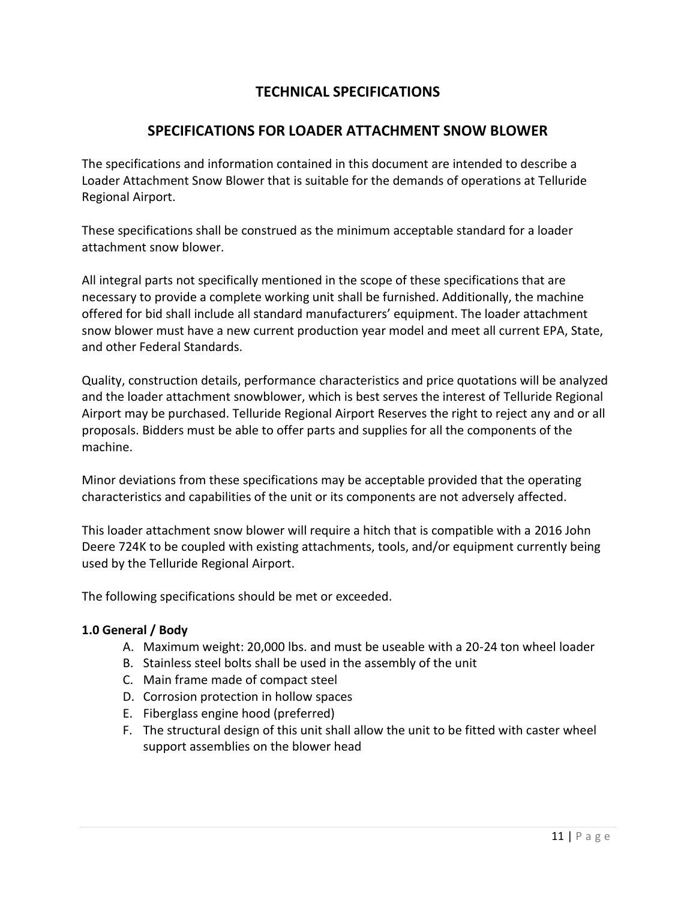# TECHNICAL SPECIFICATIONS

## SPECIFICATIONS FOR LOADER ATTACHMENT SNOW BLOWER

The specifications and information contained in this document are intended to describe a Loader Attachment Snow Blower that is suitable for the demands of operations at Telluride Regional Airport.

These specifications shall be construed as the minimum acceptable standard for a loader attachment snow blower.

All integral parts not specifically mentioned in the scope of these specifications that are necessary to provide a complete working unit shall be furnished. Additionally, the machine offered for bid shall include all standard manufacturers' equipment. The loader attachment snow blower must have a new current production year model and meet all current EPA, State, and other Federal Standards.

Quality, construction details, performance characteristics and price quotations will be analyzed and the loader attachment snowblower, which is best serves the interest of Telluride Regional Airport may be purchased. Telluride Regional Airport Reserves the right to reject any and or all proposals. Bidders must be able to offer parts and supplies for all the components of the machine.

Minor deviations from these specifications may be acceptable provided that the operating characteristics and capabilities of the unit or its components are not adversely affected.

This loader attachment snow blower will require a hitch that is compatible with a 2016 John Deere 724K to be coupled with existing attachments, tools, and/or equipment currently being used by the Telluride Regional Airport.

The following specifications should be met or exceeded.

**1.0 General / Body**

A. Maximum weight: 20,000 lbs. and must be useable with a 20-24 ton wheel loader
B. Stainless steel bolts shall be used in the assembly of the unit
C. Main frame made of compact steel
D. Corrosion protection in hollow spaces
E. Fiberglass engine hood (preferred)
F. The structural design of this unit shall allow the unit to be fitted with caster wheel support assemblies on the blower head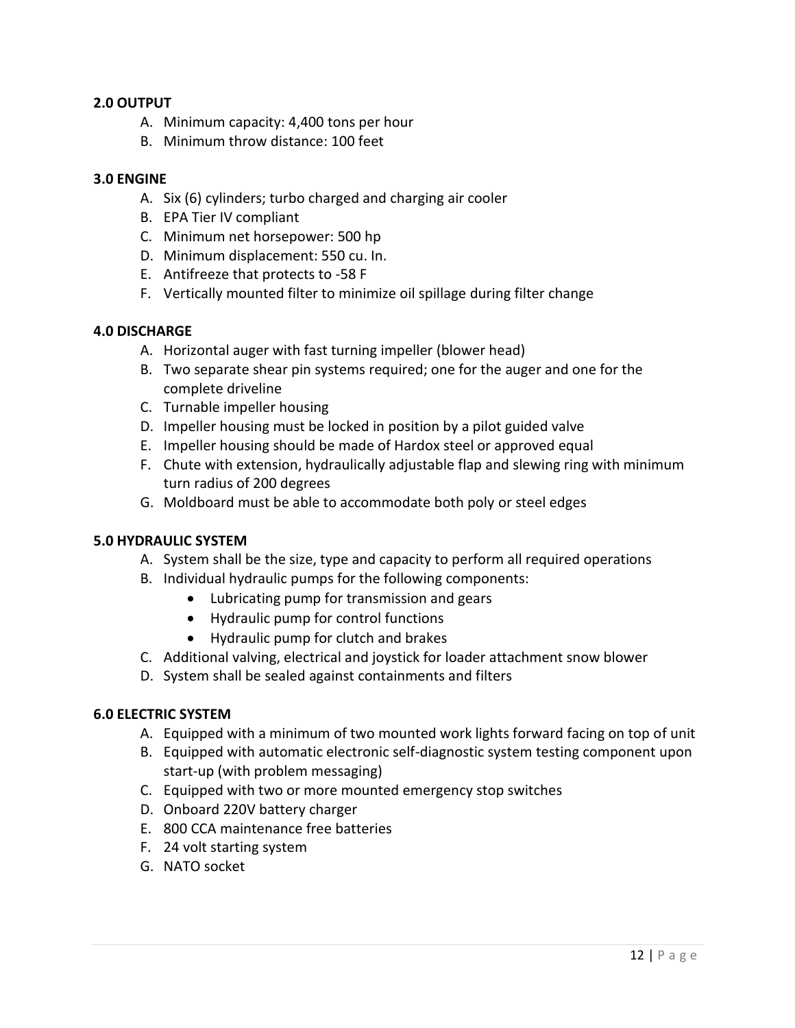**2.0 OUTPUT**

A. Minimum capacity: 4,400 tons per hour
B. Minimum throw distance: 100 feet

**3.0 ENGINE**

A. Six (6) cylinders; turbo charged and charging air cooler
B. EPA Tier IV compliant
C. Minimum net horsepower: 500 hp
D. Minimum displacement: 550 cu. In.
E. Antifreeze that protects to -58 F
F. Vertically mounted filter to minimize oil spillage during filter change

**4.0 DISCHARGE**

A. Horizontal auger with fast turning impeller (blower head)
B. Two separate shear pin systems required; one for the auger and one for the complete driveline
C. Turnable impeller housing
D. Impeller housing must be locked in position by a pilot guided valve
E. Impeller housing should be made of Hardox steel or approved equal
F. Chute with extension, hydraulically adjustable flap and slewing ring with minimum turn radius of 200 degrees
G. Moldboard must be able to accommodate both poly or steel edges

**5.0 HYDRAULIC SYSTEM**

A. System shall be the size, type and capacity to perform all required operations
B. Individual hydraulic pumps for the following components:
   - Lubricating pump for transmission and gears
   - Hydraulic pump for control functions
   - Hydraulic pump for clutch and brakes
C. Additional valving, electrical and joystick for loader attachment snow blower
D. System shall be sealed against containments and filters

**6.0 ELECTRIC SYSTEM**

A. Equipped with a minimum of two mounted work lights forward facing on top of unit
B. Equipped with automatic electronic self-diagnostic system testing component upon start-up (with problem messaging)
C. Equipped with two or more mounted emergency stop switches
D. Onboard 220V battery charger
E. 800 CCA maintenance free batteries
F. 24 volt starting system
G. NATO socket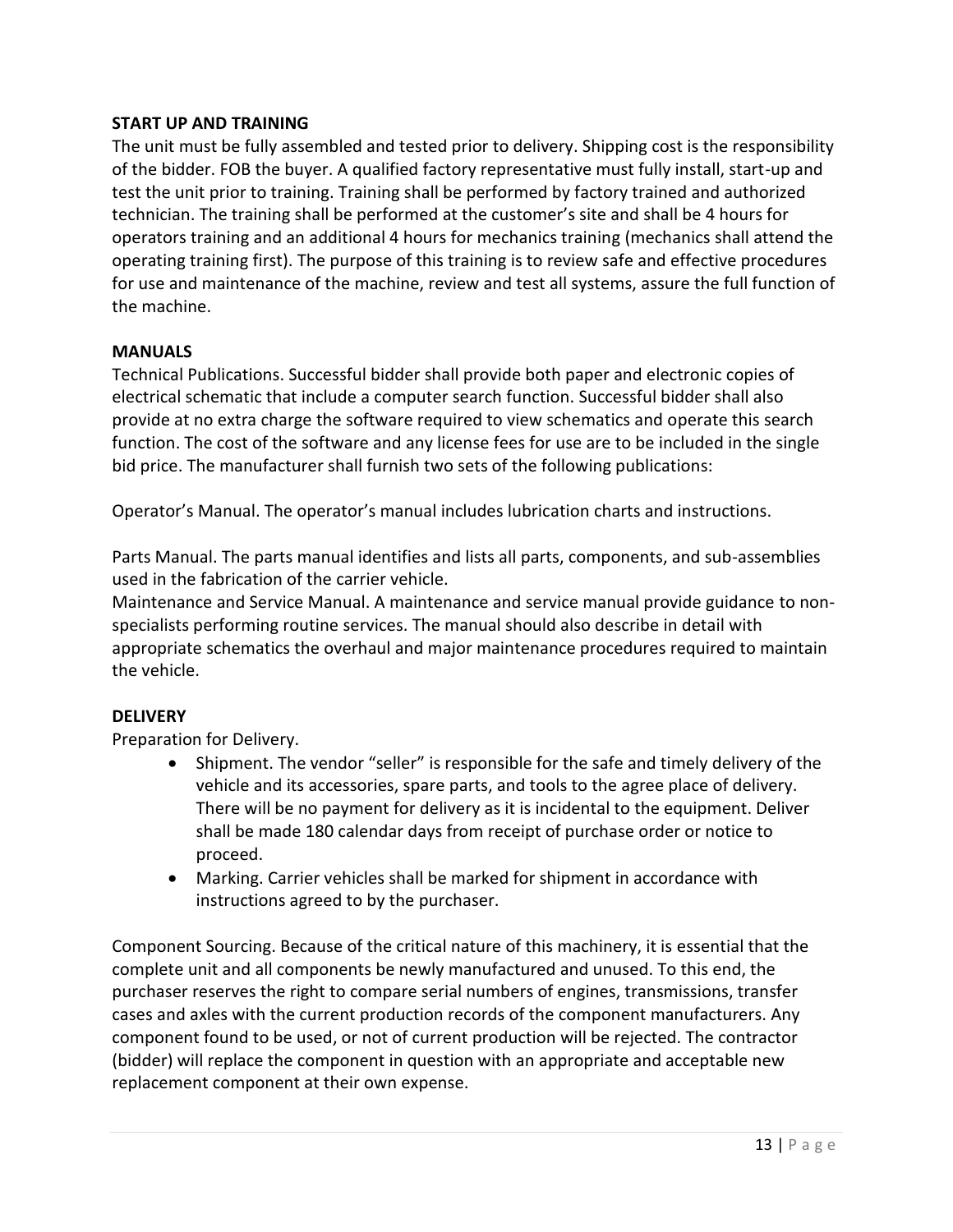**START UP AND TRAINING**

The unit must be fully assembled and tested prior to delivery. Shipping cost is the responsibility of the bidder. FOB the buyer. A qualified factory representative must fully install, start-up and test the unit prior to training. Training shall be performed by factory trained and authorized technician. The training shall be performed at the customer's site and shall be 4 hours for operators training and an additional 4 hours for mechanics training (mechanics shall attend the operating training first). The purpose of this training is to review safe and effective procedures for use and maintenance of the machine, review and test all systems, assure the full function of the machine.

**MANUALS**

Technical Publications. Successful bidder shall provide both paper and electronic copies of electrical schematic that include a computer search function. Successful bidder shall also provide at no extra charge the software required to view schematics and operate this search function. The cost of the software and any license fees for use are to be included in the single bid price. The manufacturer shall furnish two sets of the following publications:

Operator's Manual. The operator's manual includes lubrication charts and instructions.

Parts Manual. The parts manual identifies and lists all parts, components, and sub-assemblies used in the fabrication of the carrier vehicle.

Maintenance and Service Manual. A maintenance and service manual provide guidance to non-specialists performing routine services. The manual should also describe in detail with appropriate schematics the overhaul and major maintenance procedures required to maintain the vehicle.

**DELIVERY**

Preparation for Delivery.

- Shipment. The vendor "seller" is responsible for the safe and timely delivery of the vehicle and its accessories, spare parts, and tools to the agree place of delivery. There will be no payment for delivery as it is incidental to the equipment. Deliver shall be made 180 calendar days from receipt of purchase order or notice to proceed.
- Marking. Carrier vehicles shall be marked for shipment in accordance with instructions agreed to by the purchaser.

Component Sourcing. Because of the critical nature of this machinery, it is essential that the complete unit and all components be newly manufactured and unused. To this end, the purchaser reserves the right to compare serial numbers of engines, transmissions, transfer cases and axles with the current production records of the component manufacturers. Any component found to be used, or not of current production will be rejected. The contractor (bidder) will replace the component in question with an appropriate and acceptable new replacement component at their own expense.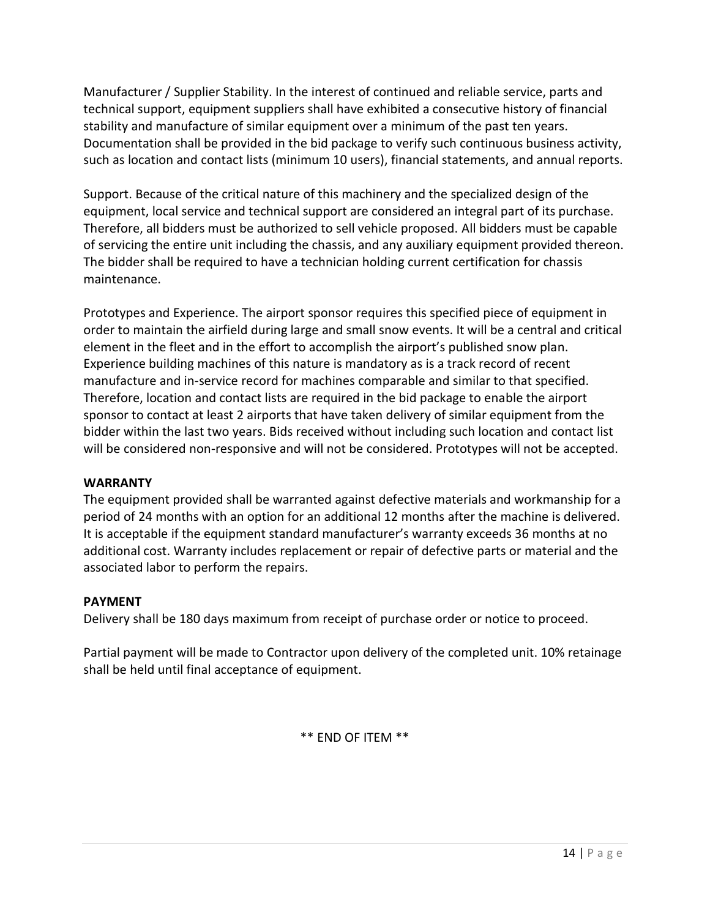Manufacturer / Supplier Stability. In the interest of continued and reliable service, parts and technical support, equipment suppliers shall have exhibited a consecutive history of financial stability and manufacture of similar equipment over a minimum of the past ten years. Documentation shall be provided in the bid package to verify such continuous business activity, such as location and contact lists (minimum 10 users), financial statements, and annual reports.

Support. Because of the critical nature of this machinery and the specialized design of the equipment, local service and technical support are considered an integral part of its purchase. Therefore, all bidders must be authorized to sell vehicle proposed. All bidders must be capable of servicing the entire unit including the chassis, and any auxiliary equipment provided thereon. The bidder shall be required to have a technician holding current certification for chassis maintenance.

Prototypes and Experience. The airport sponsor requires this specified piece of equipment in order to maintain the airfield during large and small snow events. It will be a central and critical element in the fleet and in the effort to accomplish the airport's published snow plan. Experience building machines of this nature is mandatory as is a track record of recent manufacture and in-service record for machines comparable and similar to that specified. Therefore, location and contact lists are required in the bid package to enable the airport sponsor to contact at least 2 airports that have taken delivery of similar equipment from the bidder within the last two years. Bids received without including such location and contact list will be considered non-responsive and will not be considered. Prototypes will not be accepted.

**WARRANTY**

The equipment provided shall be warranted against defective materials and workmanship for a period of 24 months with an option for an additional 12 months after the machine is delivered. It is acceptable if the equipment standard manufacturer's warranty exceeds 36 months at no additional cost. Warranty includes replacement or repair of defective parts or material and the associated labor to perform the repairs.

**PAYMENT**

Delivery shall be 180 days maximum from receipt of purchase order or notice to proceed.

Partial payment will be made to Contractor upon delivery of the completed unit. 10% retainage shall be held until final acceptance of equipment.

** END OF ITEM **